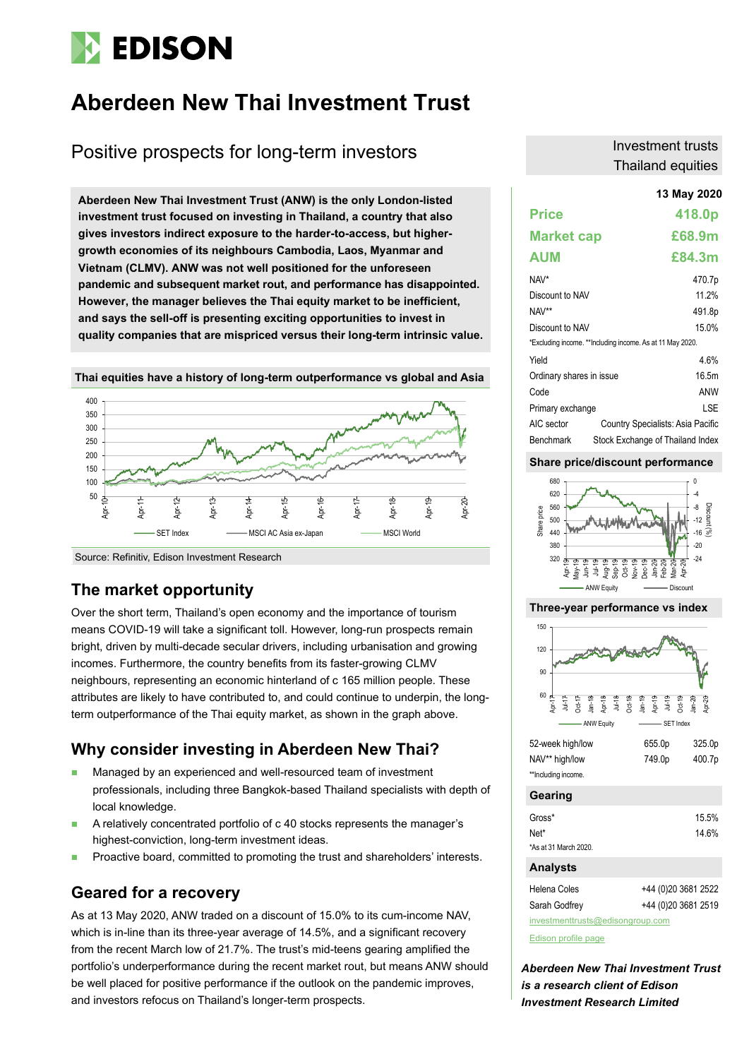# Aberdeen New Thai Investment Trust

## Positive prospects for long-term investors

Investment trusts
Thailand equities

**Aberdeen New Thai Investment Trust (ANW) is the only London-listed investment trust focused on investing in Thailand, a country that also gives investors indirect exposure to the harder-to-access, but higher-growth economies of its neighbours Cambodia, Laos, Myanmar and Vietnam (CLMV). ANW was not well positioned for the unforeseen pandemic and subsequent market rout, and performance has disappointed. However, the manager believes the Thai equity market to be inefficient, and says the sell-off is presenting exciting opportunities to invest in quality companies that are mispriced versus their long-term intrinsic value.**

**13 May 2020**

| | |
|---|---|
| **Price** | **418.0p** |
| **Market cap** | **£68.9m** |
| **AUM** | **£84.3m** |
| NAV* | 470.7p |
| Discount to NAV | 11.2% |
| NAV** | 491.8p |
| Discount to NAV | 15.0% |

*Excluding income. **Including income. As at 11 May 2020.

| | |
|---|---|
| Yield | 4.6% |
| Ordinary shares in issue | 16.5m |
| Code | ANW |
| Primary exchange | LSE |
| AIC sector | Country Specialists: Asia Pacific |
| Benchmark | Stock Exchange of Thailand Index |

**Thai equities have a history of long-term outperformance vs global and Asia**

Source: Refinitiv, Edison Investment Research

**Share price/discount performance**

**Three-year performance vs index**

| | | |
|---|---|---|
| 52-week high/low | 655.0p | 325.0p |
| NAV** high/low | 749.0p | 400.7p |

**Including income.

**Gearing**

| | |
|---|---|
| Gross* | 15.5% |
| Net* | 14.6% |

*As at 31 March 2020.

**Analysts**

| | |
|---|---|
| Helena Coles | +44 (0)20 3681 2522 |
| Sarah Godfrey | +44 (0)20 3681 2519 |

investmenttrusts@edisongroup.com

Edison profile page

***Aberdeen New Thai Investment Trust is a research client of Edison Investment Research Limited***

## The market opportunity

Over the short term, Thailand's open economy and the importance of tourism means COVID-19 will take a significant toll. However, long-run prospects remain bright, driven by multi-decade secular drivers, including urbanisation and growing incomes. Furthermore, the country benefits from its faster-growing CLMV neighbours, representing an economic hinterland of c 165 million people. These attributes are likely to have contributed to, and could continue to underpin, the long-term outperformance of the Thai equity market, as shown in the graph above.

## Why consider investing in Aberdeen New Thai?

- Managed by an experienced and well-resourced team of investment professionals, including three Bangkok-based Thailand specialists with depth of local knowledge.
- A relatively concentrated portfolio of c 40 stocks represents the manager's highest-conviction, long-term investment ideas.
- Proactive board, committed to promoting the trust and shareholders' interests.

## Geared for a recovery

As at 13 May 2020, ANW traded on a discount of 15.0% to its cum-income NAV, which is in-line than its three-year average of 14.5%, and a significant recovery from the recent March low of 21.7%. The trust's mid-teens gearing amplified the portfolio's underperformance during the recent market rout, but means ANW should be well placed for positive performance if the outlook on the pandemic improves, and investors refocus on Thailand's longer-term prospects.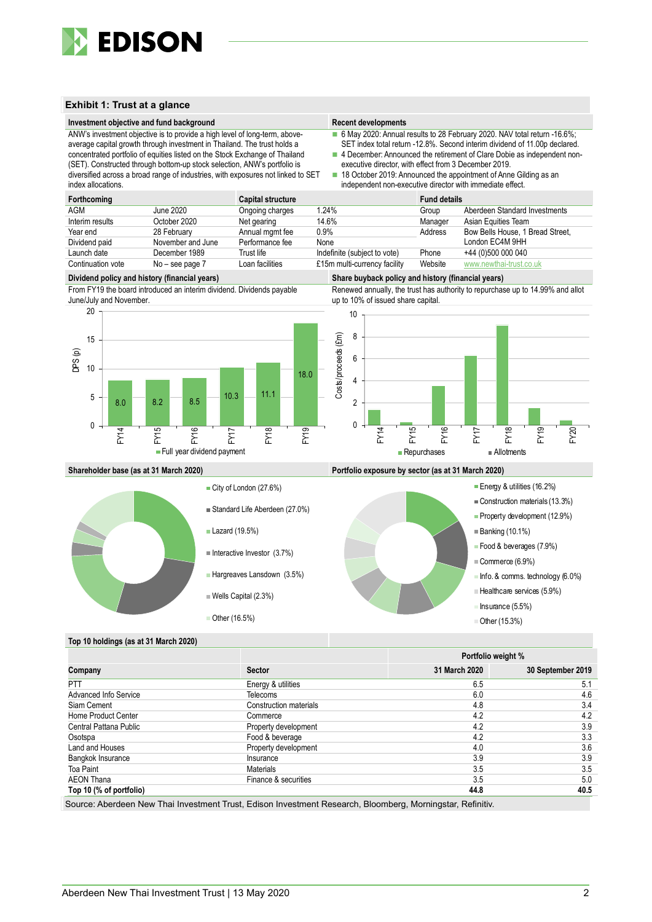## Exhibit 1: Trust at a glance

### Investment objective and fund background

ANW's investment objective is to provide a high level of long-term, above-average capital growth through investment in Thailand. The trust holds a concentrated portfolio of equities listed on the Stock Exchange of Thailand (SET). Constructed through bottom-up stock selection, ANW's portfolio is diversified across a broad range of industries, with exposures not linked to SET index allocations.

### Recent developments

- 6 May 2020: Annual results to 28 February 2020. NAV total return -16.6%; SET index total return -12.8%. Second interim dividend of 11.00p declared.
- 4 December: Announced the retirement of Clare Dobie as independent non-executive director, with effect from 3 December 2019.
- 18 October 2019: Announced the appointment of Anne Gilding as an independent non-executive director with immediate effect.

| Forthcoming | | Capital structure | | Fund details | |
|---|---|---|---|---|---|
| AGM | June 2020 | Ongoing charges | 1.24% | Group | Aberdeen Standard Investments |
| Interim results | October 2020 | Net gearing | 14.6% | Manager | Asian Equities Team |
| Year end | 28 February | Annual mgmt fee | 0.9% | Address | Bow Bells House, 1 Bread Street, London EC4M 9HH |
| Dividend paid | November and June | Performance fee | None | | |
| Launch date | December 1989 | Trust life | Indefinite (subject to vote) | Phone | +44 (0)500 000 040 |
| Continuation vote | No – see page 7 | Loan facilities | £15m multi-currency facility | Website | www.newthai-trust.co.uk |

### Dividend policy and history (financial years)

From FY19 the board introduced an interim dividend. Dividends payable June/July and November.

DPS (p) – Full year dividend payment

| FY14 | FY15 | FY16 | FY17 | FY18 | FY19 |
|---|---|---|---|---|---|
| 8.0 | 8.2 | 8.5 | 10.3 | 11.1 | 18.0 |

### Share buyback policy and history (financial years)

Renewed annually, the trust has authority to repurchase up to 14.99% and allot up to 10% of issued share capital.

Costs/proceeds (£m) – Repurchases, Allotments (chart: FY14–FY20)

### Shareholder base (as at 31 March 2020)

- City of London (27.6%)
- Standard Life Aberdeen (27.0%)
- Lazard (19.5%)
- Interactive Investor (3.7%)
- Hargreaves Lansdown (3.5%)
- Wells Capital (2.3%)
- Other (16.5%)

### Portfolio exposure by sector (as at 31 March 2020)

- Energy & utilities (16.2%)
- Construction materials (13.3%)
- Property development (12.9%)
- Banking (10.1%)
- Food & beverages (7.9%)
- Commerce (6.9%)
- Info. & comms. technology (6.0%)
- Healthcare services (5.9%)
- Insurance (5.5%)
- Other (15.3%)

### Top 10 holdings (as at 31 March 2020)

| | | Portfolio weight % | |
|---|---|---|---|
| Company | Sector | 31 March 2020 | 30 September 2019 |
| PTT | Energy & utilities | 6.5 | 5.1 |
| Advanced Info Service | Telecoms | 6.0 | 4.6 |
| Siam Cement | Construction materials | 4.8 | 3.4 |
| Home Product Center | Commerce | 4.2 | 4.2 |
| Central Pattana Public | Property development | 4.2 | 3.9 |
| Osotspa | Food & beverage | 4.2 | 3.3 |
| Land and Houses | Property development | 4.0 | 3.6 |
| Bangkok Insurance | Insurance | 3.9 | 3.9 |
| Toa Paint | Materials | 3.5 | 3.5 |
| AEON Thana | Finance & securities | 3.5 | 5.0 |
| **Top 10 (% of portfolio)** | | **44.8** | **40.5** |

Source: Aberdeen New Thai Investment Trust, Edison Investment Research, Bloomberg, Morningstar, Refinitiv.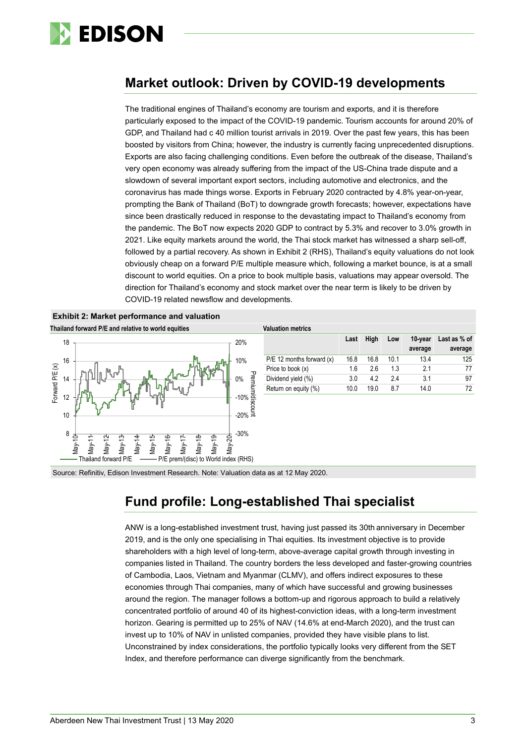## Market outlook: Driven by COVID-19 developments

The traditional engines of Thailand's economy are tourism and exports, and it is therefore particularly exposed to the impact of the COVID-19 pandemic. Tourism accounts for around 20% of GDP, and Thailand had c 40 million tourist arrivals in 2019. Over the past few years, this has been boosted by visitors from China; however, the industry is currently facing unprecedented disruptions. Exports are also facing challenging conditions. Even before the outbreak of the disease, Thailand's very open economy was already suffering from the impact of the US-China trade dispute and a slowdown of several important export sectors, including automotive and electronics, and the coronavirus has made things worse. Exports in February 2020 contracted by 4.8% year-on-year, prompting the Bank of Thailand (BoT) to downgrade growth forecasts; however, expectations have since been drastically reduced in response to the devastating impact to Thailand's economy from the pandemic. The BoT now expects 2020 GDP to contract by 5.3% and recover to 3.0% growth in 2021. Like equity markets around the world, the Thai stock market has witnessed a sharp sell-off, followed by a partial recovery. As shown in Exhibit 2 (RHS), Thailand's equity valuations do not look obviously cheap on a forward P/E multiple measure which, following a market bounce, is at a small discount to world equities. On a price to book multiple basis, valuations may appear oversold. The direction for Thailand's economy and stock market over the near term is likely to be driven by COVID-19 related newsflow and developments.

**Exhibit 2: Market performance and valuation**

**Thailand forward P/E and relative to world equities**

**Valuation metrics**

| | Last | High | Low | 10-year average | Last as % of average |
|---|---|---|---|---|---|
| P/E 12 months forward (x) | 16.8 | 16.8 | 10.1 | 13.4 | 125 |
| Price to book (x) | 1.6 | 2.6 | 1.3 | 2.1 | 77 |
| Dividend yield (%) | 3.0 | 4.2 | 2.4 | 3.1 | 97 |
| Return on equity (%) | 10.0 | 19.0 | 8.7 | 14.0 | 72 |

Source: Refinitiv, Edison Investment Research. Note: Valuation data as at 12 May 2020.

## Fund profile: Long-established Thai specialist

ANW is a long-established investment trust, having just passed its 30th anniversary in December 2019, and is the only one specialising in Thai equities. Its investment objective is to provide shareholders with a high level of long-term, above-average capital growth through investing in companies listed in Thailand. The country borders the less developed and faster-growing countries of Cambodia, Laos, Vietnam and Myanmar (CLMV), and offers indirect exposures to these economies through Thai companies, many of which have successful and growing businesses around the region. The manager follows a bottom-up and rigorous approach to build a relatively concentrated portfolio of around 40 of its highest-conviction ideas, with a long-term investment horizon. Gearing is permitted up to 25% of NAV (14.6% at end-March 2020), and the trust can invest up to 10% of NAV in unlisted companies, provided they have visible plans to list. Unconstrained by index considerations, the portfolio typically looks very different from the SET Index, and therefore performance can diverge significantly from the benchmark.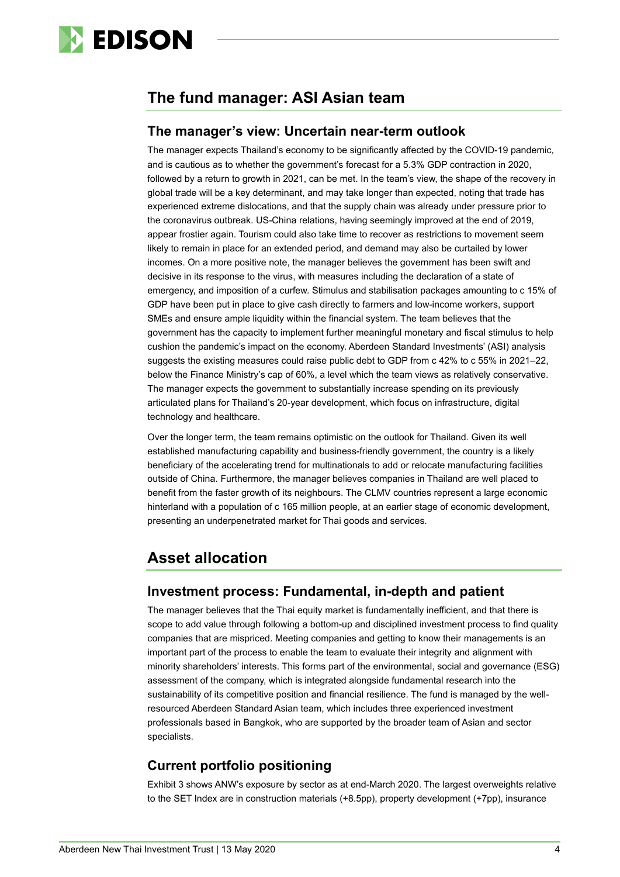## The fund manager: ASI Asian team

### The manager's view: Uncertain near-term outlook

The manager expects Thailand's economy to be significantly affected by the COVID-19 pandemic, and is cautious as to whether the government's forecast for a 5.3% GDP contraction in 2020, followed by a return to growth in 2021, can be met. In the team's view, the shape of the recovery in global trade will be a key determinant, and may take longer than expected, noting that trade has experienced extreme dislocations, and that the supply chain was already under pressure prior to the coronavirus outbreak. US-China relations, having seemingly improved at the end of 2019, appear frostier again. Tourism could also take time to recover as restrictions to movement seem likely to remain in place for an extended period, and demand may also be curtailed by lower incomes. On a more positive note, the manager believes the government has been swift and decisive in its response to the virus, with measures including the declaration of a state of emergency, and imposition of a curfew. Stimulus and stabilisation packages amounting to c 15% of GDP have been put in place to give cash directly to farmers and low-income workers, support SMEs and ensure ample liquidity within the financial system. The team believes that the government has the capacity to implement further meaningful monetary and fiscal stimulus to help cushion the pandemic's impact on the economy. Aberdeen Standard Investments' (ASI) analysis suggests the existing measures could raise public debt to GDP from c 42% to c 55% in 2021–22, below the Finance Ministry's cap of 60%, a level which the team views as relatively conservative. The manager expects the government to substantially increase spending on its previously articulated plans for Thailand's 20-year development, which focus on infrastructure, digital technology and healthcare.

Over the longer term, the team remains optimistic on the outlook for Thailand. Given its well established manufacturing capability and business-friendly government, the country is a likely beneficiary of the accelerating trend for multinationals to add or relocate manufacturing facilities outside of China. Furthermore, the manager believes companies in Thailand are well placed to benefit from the faster growth of its neighbours. The CLMV countries represent a large economic hinterland with a population of c 165 million people, at an earlier stage of economic development, presenting an underpenetrated market for Thai goods and services.

## Asset allocation

### Investment process: Fundamental, in-depth and patient

The manager believes that the Thai equity market is fundamentally inefficient, and that there is scope to add value through following a bottom-up and disciplined investment process to find quality companies that are mispriced. Meeting companies and getting to know their managements is an important part of the process to enable the team to evaluate their integrity and alignment with minority shareholders' interests. This forms part of the environmental, social and governance (ESG) assessment of the company, which is integrated alongside fundamental research into the sustainability of its competitive position and financial resilience. The fund is managed by the well-resourced Aberdeen Standard Asian team, which includes three experienced investment professionals based in Bangkok, who are supported by the broader team of Asian and sector specialists.

### Current portfolio positioning

Exhibit 3 shows ANW's exposure by sector as at end-March 2020. The largest overweights relative to the SET Index are in construction materials (+8.5pp), property development (+7pp), insurance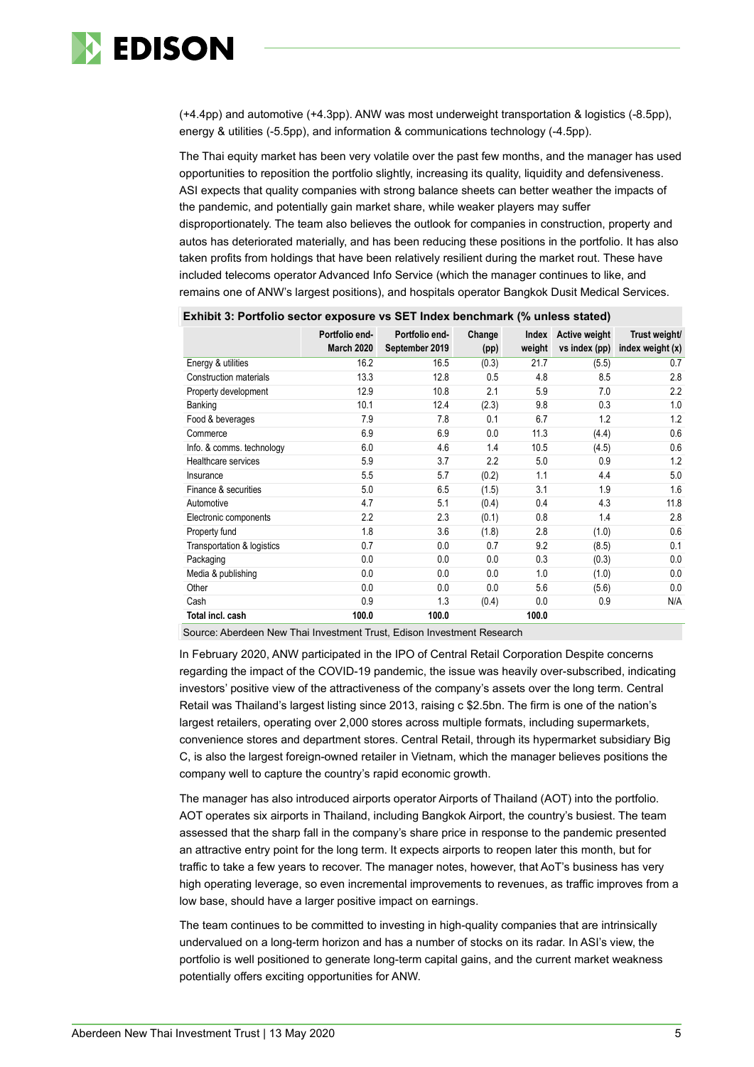(+4.4pp) and automotive (+4.3pp). ANW was most underweight transportation & logistics (-8.5pp), energy & utilities (-5.5pp), and information & communications technology (-4.5pp).

The Thai equity market has been very volatile over the past few months, and the manager has used opportunities to reposition the portfolio slightly, increasing its quality, liquidity and defensiveness. ASI expects that quality companies with strong balance sheets can better weather the impacts of the pandemic, and potentially gain market share, while weaker players may suffer disproportionately. The team also believes the outlook for companies in construction, property and autos has deteriorated materially, and has been reducing these positions in the portfolio. It has also taken profits from holdings that have been relatively resilient during the market rout. These have included telecoms operator Advanced Info Service (which the manager continues to like, and remains one of ANW's largest positions), and hospitals operator Bangkok Dusit Medical Services.

**Exhibit 3: Portfolio sector exposure vs SET Index benchmark (% unless stated)**

| | Portfolio end-March 2020 | Portfolio end-September 2019 | Change (pp) | Index weight | Active weight vs index (pp) | Trust weight/ index weight (x) |
|---|---|---|---|---|---|---|
| Energy & utilities | 16.2 | 16.5 | (0.3) | 21.7 | (5.5) | 0.7 |
| Construction materials | 13.3 | 12.8 | 0.5 | 4.8 | 8.5 | 2.8 |
| Property development | 12.9 | 10.8 | 2.1 | 5.9 | 7.0 | 2.2 |
| Banking | 10.1 | 12.4 | (2.3) | 9.8 | 0.3 | 1.0 |
| Food & beverages | 7.9 | 7.8 | 0.1 | 6.7 | 1.2 | 1.2 |
| Commerce | 6.9 | 6.9 | 0.0 | 11.3 | (4.4) | 0.6 |
| Info. & comms. technology | 6.0 | 4.6 | 1.4 | 10.5 | (4.5) | 0.6 |
| Healthcare services | 5.9 | 3.7 | 2.2 | 5.0 | 0.9 | 1.2 |
| Insurance | 5.5 | 5.7 | (0.2) | 1.1 | 4.4 | 5.0 |
| Finance & securities | 5.0 | 6.5 | (1.5) | 3.1 | 1.9 | 1.6 |
| Automotive | 4.7 | 5.1 | (0.4) | 0.4 | 4.3 | 11.8 |
| Electronic components | 2.2 | 2.3 | (0.1) | 0.8 | 1.4 | 2.8 |
| Property fund | 1.8 | 3.6 | (1.8) | 2.8 | (1.0) | 0.6 |
| Transportation & logistics | 0.7 | 0.0 | 0.7 | 9.2 | (8.5) | 0.1 |
| Packaging | 0.0 | 0.0 | 0.0 | 0.3 | (0.3) | 0.0 |
| Media & publishing | 0.0 | 0.0 | 0.0 | 1.0 | (1.0) | 0.0 |
| Other | 0.0 | 0.0 | 0.0 | 5.6 | (5.6) | 0.0 |
| Cash | 0.9 | 1.3 | (0.4) | 0.0 | 0.9 | N/A |
| **Total incl. cash** | **100.0** | **100.0** | | **100.0** | | |

Source: Aberdeen New Thai Investment Trust, Edison Investment Research

In February 2020, ANW participated in the IPO of Central Retail Corporation Despite concerns regarding the impact of the COVID-19 pandemic, the issue was heavily over-subscribed, indicating investors' positive view of the attractiveness of the company's assets over the long term. Central Retail was Thailand's largest listing since 2013, raising c $2.5bn. The firm is one of the nation's largest retailers, operating over 2,000 stores across multiple formats, including supermarkets, convenience stores and department stores. Central Retail, through its hypermarket subsidiary Big C, is also the largest foreign-owned retailer in Vietnam, which the manager believes positions the company well to capture the country's rapid economic growth.

The manager has also introduced airports operator Airports of Thailand (AOT) into the portfolio. AOT operates six airports in Thailand, including Bangkok Airport, the country's busiest. The team assessed that the sharp fall in the company's share price in response to the pandemic presented an attractive entry point for the long term. It expects airports to reopen later this month, but for traffic to take a few years to recover. The manager notes, however, that AoT's business has very high operating leverage, so even incremental improvements to revenues, as traffic improves from a low base, should have a larger positive impact on earnings.

The team continues to be committed to investing in high-quality companies that are intrinsically undervalued on a long-term horizon and has a number of stocks on its radar. In ASI's view, the portfolio is well positioned to generate long-term capital gains, and the current market weakness potentially offers exciting opportunities for ANW.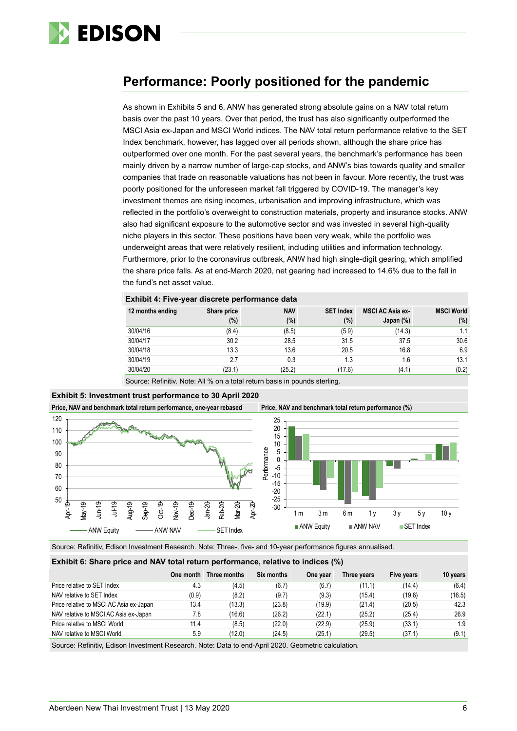## Performance: Poorly positioned for the pandemic

As shown in Exhibits 5 and 6, ANW has generated strong absolute gains on a NAV total return basis over the past 10 years. Over that period, the trust has also significantly outperformed the MSCI Asia ex-Japan and MSCI World indices. The NAV total return performance relative to the SET Index benchmark, however, has lagged over all periods shown, although the share price has outperformed over one month. For the past several years, the benchmark's performance has been mainly driven by a narrow number of large-cap stocks, and ANW's bias towards quality and smaller companies that trade on reasonable valuations has not been in favour. More recently, the trust was poorly positioned for the unforeseen market fall triggered by COVID-19. The manager's key investment themes are rising incomes, urbanisation and improving infrastructure, which was reflected in the portfolio's overweight to construction materials, property and insurance stocks. ANW also had significant exposure to the automotive sector and was invested in several high-quality niche players in this sector. These positions have been very weak, while the portfolio was underweight areas that were relatively resilient, including utilities and information technology. Furthermore, prior to the coronavirus outbreak, ANW had high single-digit gearing, which amplified the share price falls. As at end-March 2020, net gearing had increased to 14.6% due to the fall in the fund's net asset value.

**Exhibit 4: Five-year discrete performance data**

| 12 months ending | Share price (%) | NAV (%) | SET Index (%) | MSCI AC Asia ex-Japan (%) | MSCI World (%) |
|---|---|---|---|---|---|
| 30/04/16 | (8.4) | (8.5) | (5.9) | (14.3) | 1.1 |
| 30/04/17 | 30.2 | 28.5 | 31.5 | 37.5 | 30.6 |
| 30/04/18 | 13.3 | 13.6 | 20.5 | 16.8 | 6.9 |
| 30/04/19 | 2.7 | 0.3 | 1.3 | 1.6 | 13.1 |
| 30/04/20 | (23.1) | (25.2) | (17.6) | (4.1) | (0.2) |

Source: Refinitiv. Note: All % on a total return basis in pounds sterling.

**Exhibit 5: Investment trust performance to 30 April 2020**

Price, NAV and benchmark total return performance, one-year rebased

Price, NAV and benchmark total return performance (%)

Source: Refinitiv, Edison Investment Research. Note: Three-, five- and 10-year performance figures annualised.

**Exhibit 6: Share price and NAV total return performance, relative to indices (%)**

| | One month | Three months | Six months | One year | Three years | Five years | 10 years |
|---|---|---|---|---|---|---|---|
| Price relative to SET Index | 4.3 | (4.5) | (6.7) | (6.7) | (11.1) | (14.4) | (6.4) |
| NAV relative to SET Index | (0.9) | (8.2) | (9.7) | (9.3) | (15.4) | (19.6) | (16.5) |
| Price relative to MSCI AC Asia ex-Japan | 13.4 | (13.3) | (23.8) | (19.9) | (21.4) | (20.5) | 42.3 |
| NAV relative to MSCI AC Asia ex-Japan | 7.8 | (16.6) | (26.2) | (22.1) | (25.2) | (25.4) | 26.9 |
| Price relative to MSCI World | 11.4 | (8.5) | (22.0) | (22.9) | (25.9) | (33.1) | 1.9 |
| NAV relative to MSCI World | 5.9 | (12.0) | (24.5) | (25.1) | (29.5) | (37.1) | (9.1) |

Source: Refinitiv, Edison Investment Research. Note: Data to end-April 2020. Geometric calculation.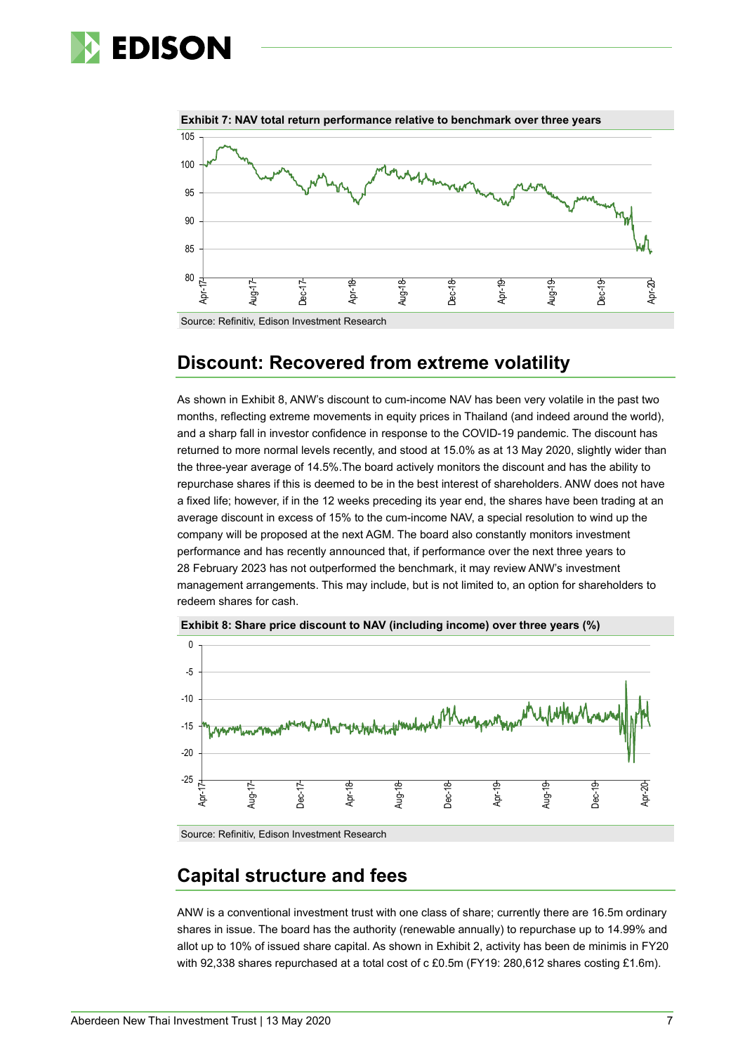**Exhibit 7: NAV total return performance relative to benchmark over three years**

Source: Refinitiv, Edison Investment Research

## Discount: Recovered from extreme volatility

As shown in Exhibit 8, ANW's discount to cum-income NAV has been very volatile in the past two months, reflecting extreme movements in equity prices in Thailand (and indeed around the world), and a sharp fall in investor confidence in response to the COVID-19 pandemic. The discount has returned to more normal levels recently, and stood at 15.0% as at 13 May 2020, slightly wider than the three-year average of 14.5%.The board actively monitors the discount and has the ability to repurchase shares if this is deemed to be in the best interest of shareholders. ANW does not have a fixed life; however, if in the 12 weeks preceding its year end, the shares have been trading at an average discount in excess of 15% to the cum-income NAV, a special resolution to wind up the company will be proposed at the next AGM. The board also constantly monitors investment performance and has recently announced that, if performance over the next three years to 28 February 2023 has not outperformed the benchmark, it may review ANW's investment management arrangements. This may include, but is not limited to, an option for shareholders to redeem shares for cash.

**Exhibit 8: Share price discount to NAV (including income) over three years (%)**

Source: Refinitiv, Edison Investment Research

## Capital structure and fees

ANW is a conventional investment trust with one class of share; currently there are 16.5m ordinary shares in issue. The board has the authority (renewable annually) to repurchase up to 14.99% and allot up to 10% of issued share capital. As shown in Exhibit 2, activity has been de minimis in FY20 with 92,338 shares repurchased at a total cost of c £0.5m (FY19: 280,612 shares costing £1.6m).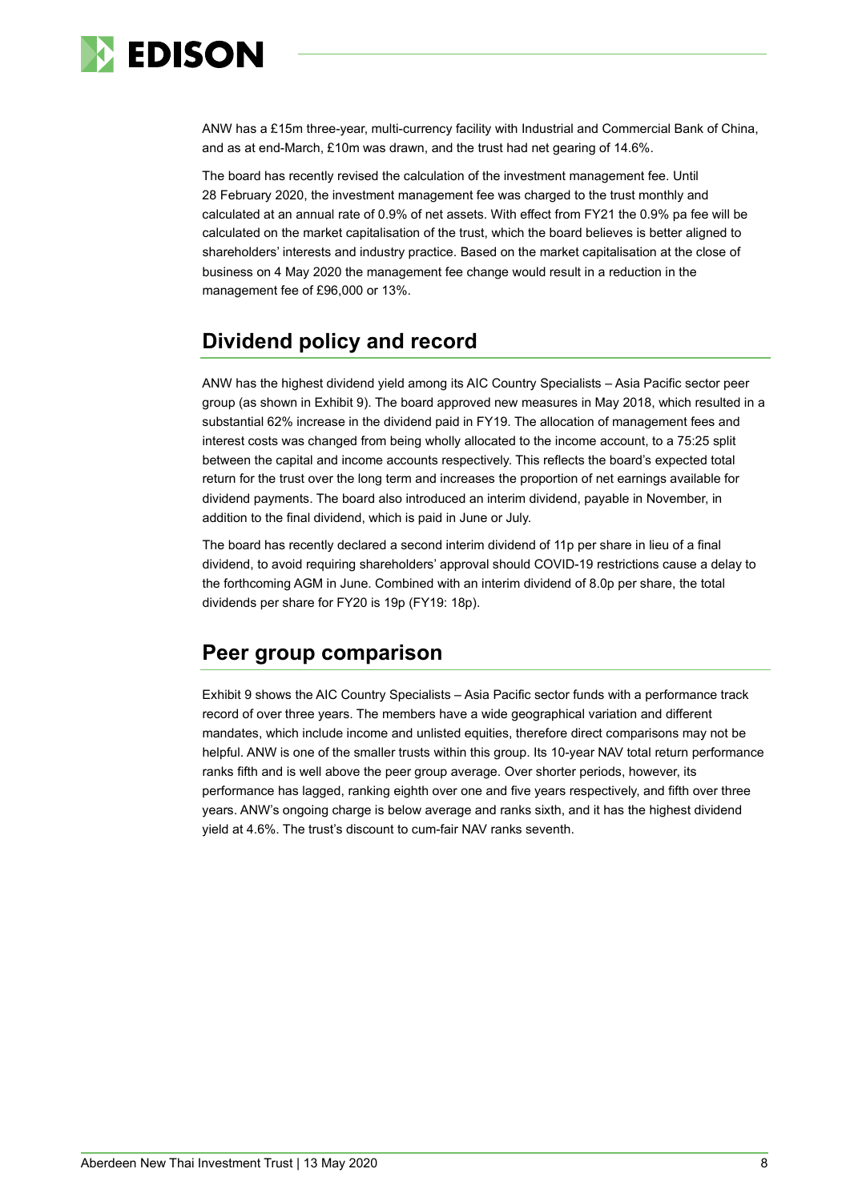ANW has a £15m three-year, multi-currency facility with Industrial and Commercial Bank of China, and as at end-March, £10m was drawn, and the trust had net gearing of 14.6%.

The board has recently revised the calculation of the investment management fee. Until 28 February 2020, the investment management fee was charged to the trust monthly and calculated at an annual rate of 0.9% of net assets. With effect from FY21 the 0.9% pa fee will be calculated on the market capitalisation of the trust, which the board believes is better aligned to shareholders' interests and industry practice. Based on the market capitalisation at the close of business on 4 May 2020 the management fee change would result in a reduction in the management fee of £96,000 or 13%.

## Dividend policy and record

ANW has the highest dividend yield among its AIC Country Specialists – Asia Pacific sector peer group (as shown in Exhibit 9). The board approved new measures in May 2018, which resulted in a substantial 62% increase in the dividend paid in FY19. The allocation of management fees and interest costs was changed from being wholly allocated to the income account, to a 75:25 split between the capital and income accounts respectively. This reflects the board's expected total return for the trust over the long term and increases the proportion of net earnings available for dividend payments. The board also introduced an interim dividend, payable in November, in addition to the final dividend, which is paid in June or July.

The board has recently declared a second interim dividend of 11p per share in lieu of a final dividend, to avoid requiring shareholders' approval should COVID-19 restrictions cause a delay to the forthcoming AGM in June. Combined with an interim dividend of 8.0p per share, the total dividends per share for FY20 is 19p (FY19: 18p).

## Peer group comparison

Exhibit 9 shows the AIC Country Specialists – Asia Pacific sector funds with a performance track record of over three years. The members have a wide geographical variation and different mandates, which include income and unlisted equities, therefore direct comparisons may not be helpful. ANW is one of the smaller trusts within this group. Its 10-year NAV total return performance ranks fifth and is well above the peer group average. Over shorter periods, however, its performance has lagged, ranking eighth over one and five years respectively, and fifth over three years. ANW's ongoing charge is below average and ranks sixth, and it has the highest dividend yield at 4.6%. The trust's discount to cum-fair NAV ranks seventh.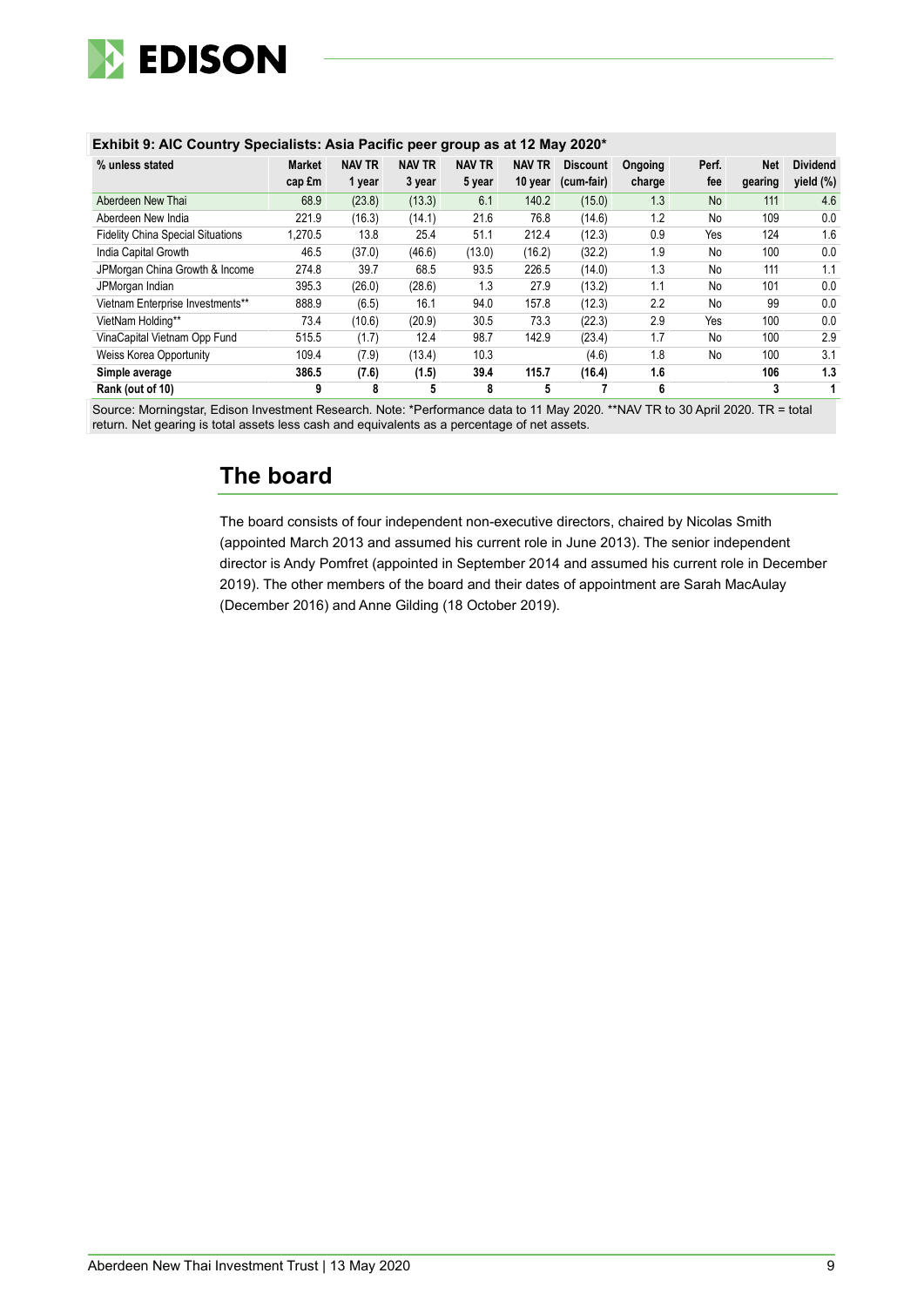**Exhibit 9: AIC Country Specialists: Asia Pacific peer group as at 12 May 2020***

| % unless stated | Market cap £m | NAV TR 1 year | NAV TR 3 year | NAV TR 5 year | NAV TR 10 year | Discount (cum-fair) | Ongoing charge | Perf. fee | Net gearing | Dividend yield (%) |
|---|---|---|---|---|---|---|---|---|---|---|
| Aberdeen New Thai | 68.9 | (23.8) | (13.3) | 6.1 | 140.2 | (15.0) | 1.3 | No | 111 | 4.6 |
| Aberdeen New India | 221.9 | (16.3) | (14.1) | 21.6 | 76.8 | (14.6) | 1.2 | No | 109 | 0.0 |
| Fidelity China Special Situations | 1,270.5 | 13.8 | 25.4 | 51.1 | 212.4 | (12.3) | 0.9 | Yes | 124 | 1.6 |
| India Capital Growth | 46.5 | (37.0) | (46.6) | (13.0) | (16.2) | (32.2) | 1.9 | No | 100 | 0.0 |
| JPMorgan China Growth & Income | 274.8 | 39.7 | 68.5 | 93.5 | 226.5 | (14.0) | 1.3 | No | 111 | 1.1 |
| JPMorgan Indian | 395.3 | (26.0) | (28.6) | 1.3 | 27.9 | (13.2) | 1.1 | No | 101 | 0.0 |
| Vietnam Enterprise Investments** | 888.9 | (6.5) | 16.1 | 94.0 | 157.8 | (12.3) | 2.2 | No | 99 | 0.0 |
| VietNam Holding** | 73.4 | (10.6) | (20.9) | 30.5 | 73.3 | (22.3) | 2.9 | Yes | 100 | 0.0 |
| VinaCapital Vietnam Opp Fund | 515.5 | (1.7) | 12.4 | 98.7 | 142.9 | (23.4) | 1.7 | No | 100 | 2.9 |
| Weiss Korea Opportunity | 109.4 | (7.9) | (13.4) | 10.3 | | (4.6) | 1.8 | No | 100 | 3.1 |
| **Simple average** | **386.5** | **(7.6)** | **(1.5)** | **39.4** | **115.7** | **(16.4)** | **1.6** | | **106** | **1.3** |
| **Rank (out of 10)** | **9** | **8** | **5** | **8** | **5** | **7** | **6** | | **3** | **1** |

Source: Morningstar, Edison Investment Research. Note: *Performance data to 11 May 2020. **NAV TR to 30 April 2020. TR = total return. Net gearing is total assets less cash and equivalents as a percentage of net assets.

## The board

The board consists of four independent non-executive directors, chaired by Nicolas Smith (appointed March 2013 and assumed his current role in June 2013). The senior independent director is Andy Pomfret (appointed in September 2014 and assumed his current role in December 2019). The other members of the board and their dates of appointment are Sarah MacAulay (December 2016) and Anne Gilding (18 October 2019).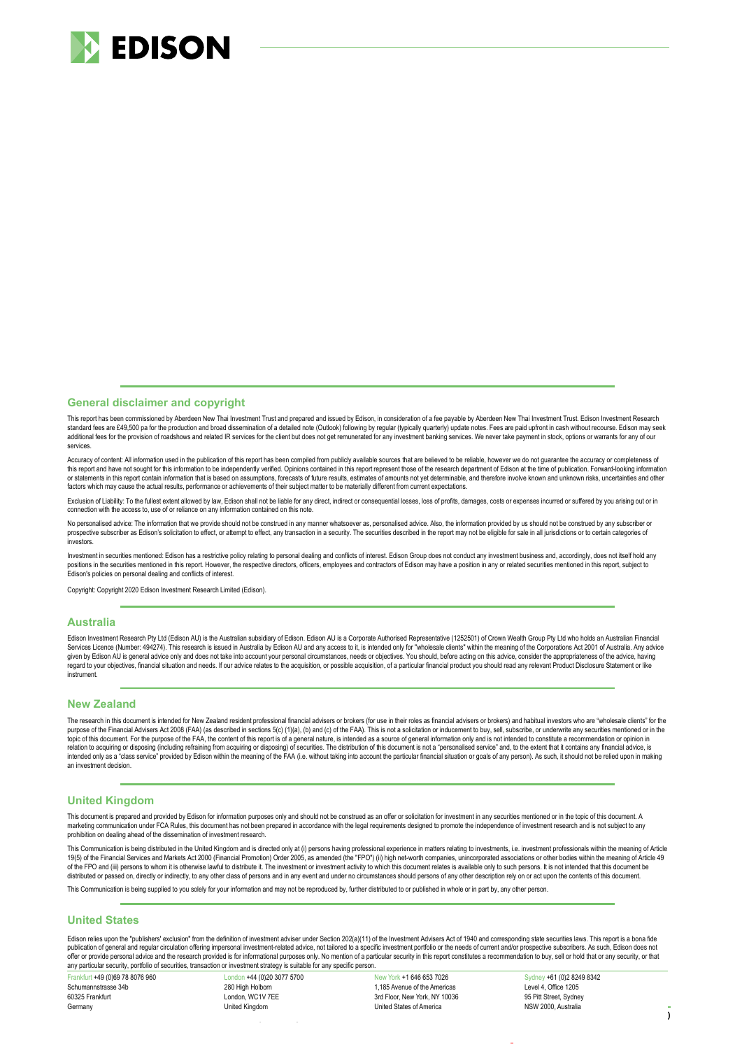## General disclaimer and copyright

This report has been commissioned by Aberdeen New Thai Investment Trust and prepared and issued by Edison, in consideration of a fee payable by Aberdeen New Thai Investment Trust. Edison Investment Research standard fees are £49,500 pa for the production and broad dissemination of a detailed note (Outlook) following by regular (typically quarterly) update notes. Fees are paid upfront in cash without recourse. Edison may seek additional fees for the provision of roadshows and related IR services for the client but does not get remunerated for any investment banking services. We never take payment in stock, options or warrants for any of our services.

Accuracy of content: All information used in the publication of this report has been compiled from publicly available sources that are believed to be reliable, however we do not guarantee the accuracy or completeness of this report and have not sought for this information to be independently verified. Opinions contained in this report represent those of the research department of Edison at the time of publication. Forward-looking information or statements in this report contain information that is based on assumptions, forecasts of future results, estimates of amounts not yet determinable, and therefore involve known and unknown risks, uncertainties and other factors which may cause the actual results, performance or achievements of their subject matter to be materially different from current expectations.

Exclusion of Liability: To the fullest extent allowed by law, Edison shall not be liable for any direct, indirect or consequential losses, loss of profits, damages, costs or expenses incurred or suffered by you arising out or in connection with the access to, use of or reliance on any information contained on this note.

No personalised advice: The information that we provide should not be construed in any manner whatsoever as, personalised advice. Also, the information provided by us should not be construed by any subscriber or prospective subscriber as Edison's solicitation to effect, or attempt to effect, any transaction in a security. The securities described in the report may not be eligible for sale in all jurisdictions or to certain categories of investors.

Investment in securities mentioned: Edison has a restrictive policy relating to personal dealing and conflicts of interest. Edison Group does not conduct any investment business and, accordingly, does not itself hold any positions in the securities mentioned in this report. However, the respective directors, officers, employees and contractors of Edison may have a position in any or related securities mentioned in this report, subject to Edison's policies on personal dealing and conflicts of interest.

Copyright: Copyright 2020 Edison Investment Research Limited (Edison).

## Australia

Edison Investment Research Pty Ltd (Edison AU) is the Australian subsidiary of Edison. Edison AU is a Corporate Authorised Representative (1252501) of Crown Wealth Group Pty Ltd who holds an Australian Financial Services Licence (Number: 494274). This research is issued in Australia by Edison AU and any access to it, is intended only for "wholesale clients" within the meaning of the Corporations Act 2001 of Australia. Any advice given by Edison AU is general advice only and does not take into account your personal circumstances, needs or objectives. You should, before acting on this advice, consider the appropriateness of the advice, having regard to your objectives, financial situation and needs. If our advice relates to the acquisition, or possible acquisition, of a particular financial product you should read any relevant Product Disclosure Statement or like instrument.

## New Zealand

The research in this document is intended for New Zealand resident professional financial advisers or brokers (for use in their roles as financial advisers or brokers) and habitual investors who are "wholesale clients" for the purpose of the Financial Advisers Act 2008 (FAA) (as described in sections 5(c) (1)(a), (b) and (c) of the FAA). This is not a solicitation or inducement to buy, sell, subscribe, or underwrite any securities mentioned or in the topic of this document. For the purpose of the FAA, the content of this report is of a general nature, is intended as a source of general information only and is not intended to constitute a recommendation or opinion in relation to acquiring or disposing (including refraining from acquiring or disposing) of securities. The distribution of this document is not a "personalised service" and, to the extent that it contains any financial advice, is intended only as a "class service" provided by Edison within the meaning of the FAA (i.e. without taking into account the particular financial situation or goals of any person). As such, it should not be relied upon in making an investment decision.

## United Kingdom

This document is prepared and provided by Edison for information purposes only and should not be construed as an offer or solicitation for investment in any securities mentioned or in the topic of this document. A marketing communication under FCA Rules, this document has not been prepared in accordance with the legal requirements designed to promote the independence of investment research and is not subject to any prohibition on dealing ahead of the dissemination of investment research.

This Communication is being distributed in the United Kingdom and is directed only at (i) persons having professional experience in matters relating to investments, i.e. investment professionals within the meaning of Article 19(5) of the Financial Services and Markets Act 2000 (Financial Promotion) Order 2005, as amended (the "FPO") (ii) high net-worth companies, unincorporated associations or other bodies within the meaning of Article 49 of the FPO and (iii) persons to whom it is otherwise lawful to distribute it. The investment or investment activity to which this document relates is available only to such persons. It is not intended that this document be distributed or passed on, directly or indirectly, to any other class of persons and in any event and under no circumstances should persons of any other description rely on or act upon the contents of this document.

This Communication is being supplied to you solely for your information and may not be reproduced by, further distributed to or published in whole or in part by, any other person.

## United States

Edison relies upon the "publishers' exclusion" from the definition of investment adviser under Section 202(a)(11) of the Investment Advisers Act of 1940 and corresponding state securities laws. This report is a bona fide publication of general and regular circulation offering impersonal investment-related advice, not tailored to a specific investment portfolio or the needs of current and/or prospective subscribers. As such, Edison does not offer or provide personal advice and the research provided is for informational purposes only. No mention of a particular security in this report constitutes a recommendation to buy, sell or hold that or any security, or that any particular security, portfolio of securities, transaction or investment strategy is suitable for any specific person.

Frankfurt +49 (0)69 78 8076 960
Schumannstrasse 34b
60325 Frankfurt
Germany

London +44 (0)20 3077 5700
280 High Holborn
London, WC1V 7EE
United Kingdom

New York +1 646 653 7026
1,185 Avenue of the Americas
3rd Floor, New York, NY 10036
United States of America

Sydney +61 (0)2 8249 8342
Level 4, Office 1205
95 Pitt Street, Sydney
NSW 2000, Australia